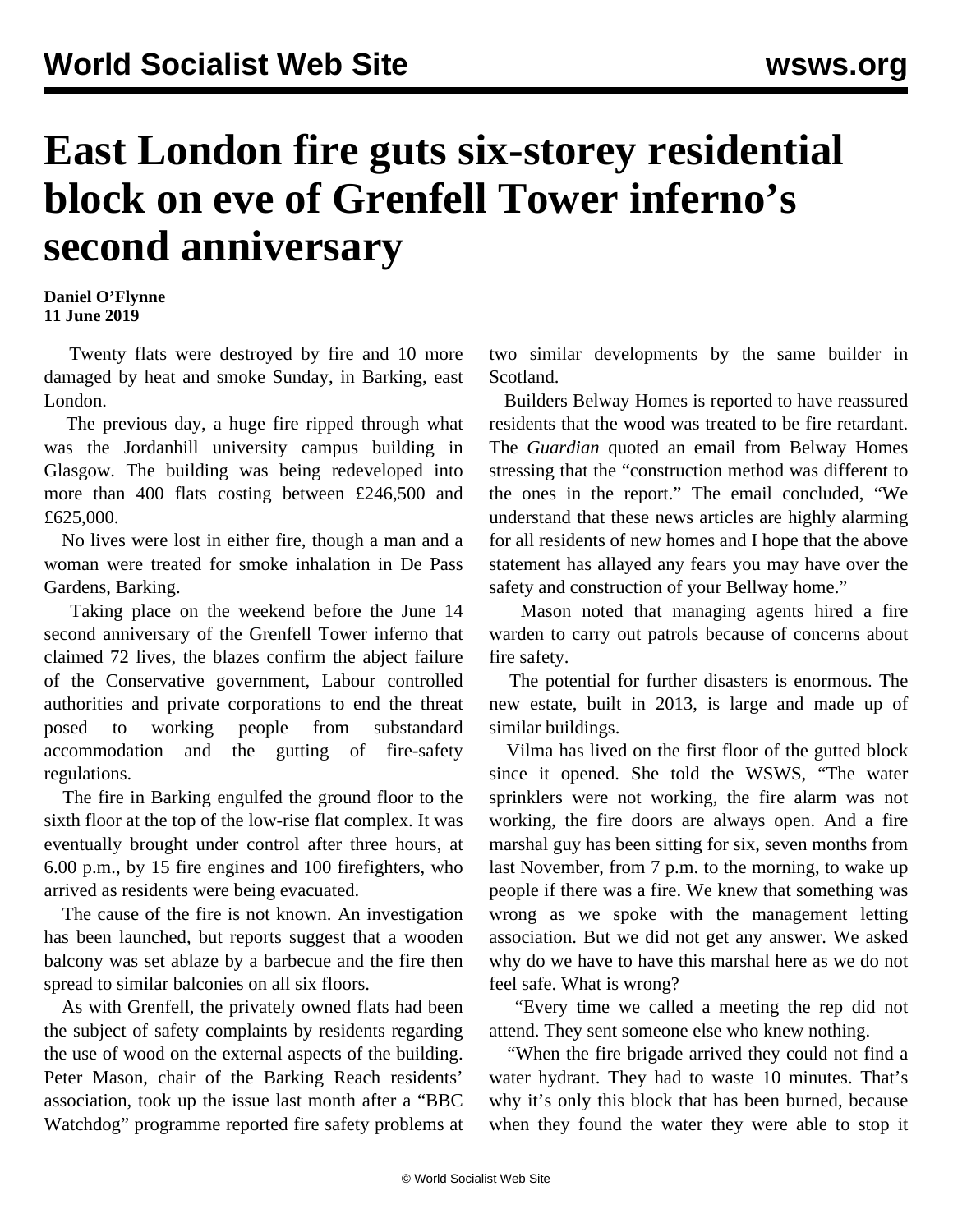# East London fire guts six-storey residential block on eve of Grenfell Tower inferno's second anniversary

**Daniel O'Flynne**
**11 June 2019**

Twenty flats were destroyed by fire and 10 more damaged by heat and smoke Sunday, in Barking, east London.

The previous day, a huge fire ripped through what was the Jordanhill university campus building in Glasgow. The building was being redeveloped into more than 400 flats costing between £246,500 and £625,000.

No lives were lost in either fire, though a man and a woman were treated for smoke inhalation in De Pass Gardens, Barking.

Taking place on the weekend before the June 14 second anniversary of the Grenfell Tower inferno that claimed 72 lives, the blazes confirm the abject failure of the Conservative government, Labour controlled authorities and private corporations to end the threat posed to working people from substandard accommodation and the gutting of fire-safety regulations.

The fire in Barking engulfed the ground floor to the sixth floor at the top of the low-rise flat complex. It was eventually brought under control after three hours, at 6.00 p.m., by 15 fire engines and 100 firefighters, who arrived as residents were being evacuated.

The cause of the fire is not known. An investigation has been launched, but reports suggest that a wooden balcony was set ablaze by a barbecue and the fire then spread to similar balconies on all six floors.

As with Grenfell, the privately owned flats had been the subject of safety complaints by residents regarding the use of wood on the external aspects of the building. Peter Mason, chair of the Barking Reach residents' association, took up the issue last month after a "BBC Watchdog" programme reported fire safety problems at two similar developments by the same builder in Scotland.

Builders Belway Homes is reported to have reassured residents that the wood was treated to be fire retardant. The *Guardian* quoted an email from Belway Homes stressing that the "construction method was different to the ones in the report." The email concluded, "We understand that these news articles are highly alarming for all residents of new homes and I hope that the above statement has allayed any fears you may have over the safety and construction of your Bellway home."

Mason noted that managing agents hired a fire warden to carry out patrols because of concerns about fire safety.

The potential for further disasters is enormous. The new estate, built in 2013, is large and made up of similar buildings.

Vilma has lived on the first floor of the gutted block since it opened. She told the WSWS, "The water sprinklers were not working, the fire alarm was not working, the fire doors are always open. And a fire marshal guy has been sitting for six, seven months from last November, from 7 p.m. to the morning, to wake up people if there was a fire. We knew that something was wrong as we spoke with the management letting association. But we did not get any answer. We asked why do we have to have this marshal here as we do not feel safe. What is wrong?

"Every time we called a meeting the rep did not attend. They sent someone else who knew nothing.

"When the fire brigade arrived they could not find a water hydrant. They had to waste 10 minutes. That's why it's only this block that has been burned, because when they found the water they were able to stop it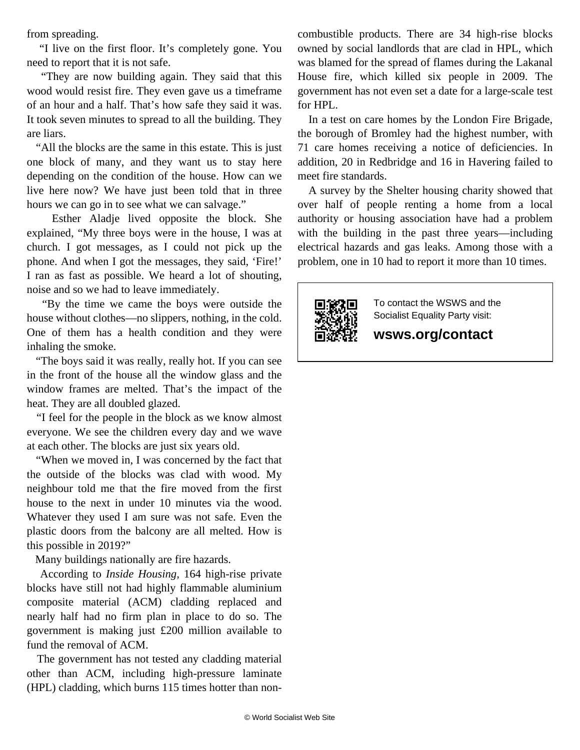from spreading.

"I live on the first floor. It's completely gone. You need to report that it is not safe.

"They are now building again. They said that this wood would resist fire. They even gave us a timeframe of an hour and a half. That's how safe they said it was. It took seven minutes to spread to all the building. They are liars.

"All the blocks are the same in this estate. This is just one block of many, and they want us to stay here depending on the condition of the house. How can we live here now? We have just been told that in three hours we can go in to see what we can salvage."

Esther Aladje lived opposite the block. She explained, "My three boys were in the house, I was at church. I got messages, as I could not pick up the phone. And when I got the messages, they said, 'Fire!' I ran as fast as possible. We heard a lot of shouting, noise and so we had to leave immediately.

"By the time we came the boys were outside the house without clothes—no slippers, nothing, in the cold. One of them has a health condition and they were inhaling the smoke.

"The boys said it was really, really hot. If you can see in the front of the house all the window glass and the window frames are melted. That's the impact of the heat. They are all doubled glazed.

"I feel for the people in the block as we know almost everyone. We see the children every day and we wave at each other. The blocks are just six years old.

"When we moved in, I was concerned by the fact that the outside of the blocks was clad with wood. My neighbour told me that the fire moved from the first house to the next in under 10 minutes via the wood. Whatever they used I am sure was not safe. Even the plastic doors from the balcony are all melted. How is this possible in 2019?"

Many buildings nationally are fire hazards.

According to *Inside Housing*, 164 high-rise private blocks have still not had highly flammable aluminium composite material (ACM) cladding replaced and nearly half had no firm plan in place to do so. The government is making just £200 million available to fund the removal of ACM.

The government has not tested any cladding material other than ACM, including high-pressure laminate (HPL) cladding, which burns 115 times hotter than non-combustible products. There are 34 high-rise blocks owned by social landlords that are clad in HPL, which was blamed for the spread of flames during the Lakanal House fire, which killed six people in 2009. The government has not even set a date for a large-scale test for HPL.

In a test on care homes by the London Fire Brigade, the borough of Bromley had the highest number, with 71 care homes receiving a notice of deficiencies. In addition, 20 in Redbridge and 16 in Havering failed to meet fire standards.

A survey by the Shelter housing charity showed that over half of people renting a home from a local authority or housing association have had a problem with the building in the past three years—including electrical hazards and gas leaks. Among those with a problem, one in 10 had to report it more than 10 times.

To contact the WSWS and the Socialist Equality Party visit:

**wsws.org/contact**